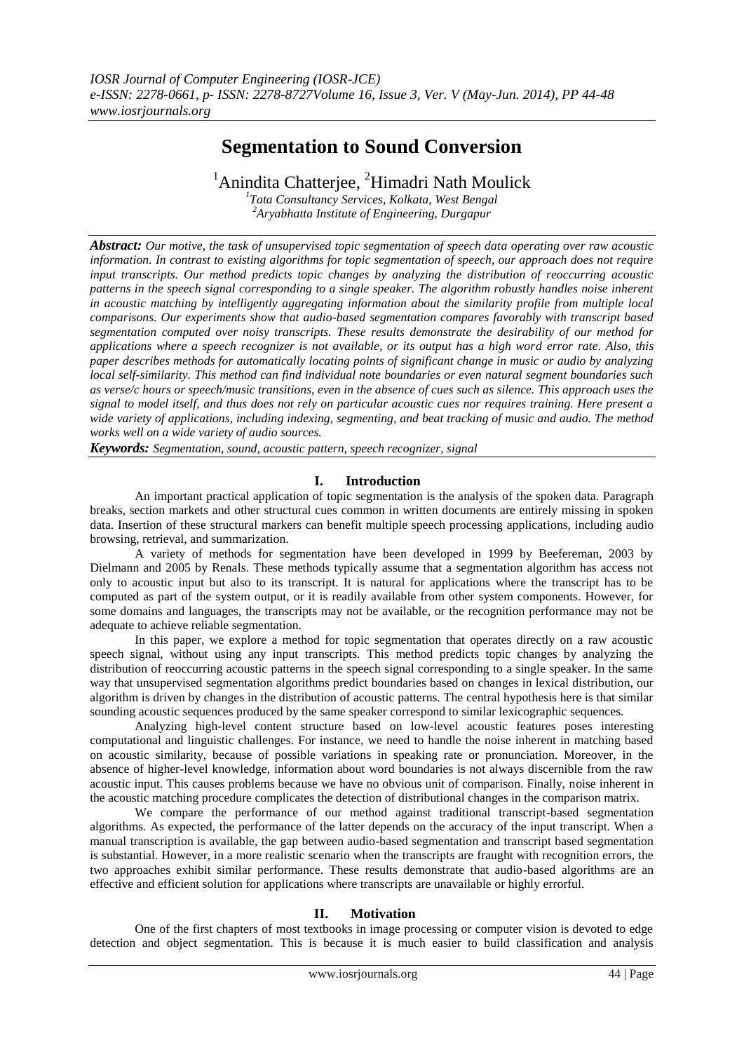# Segmentation to Sound Conversion

Anindita Chatterjee[1], Himadri Nath Moulick[2]

[1]*Tata Consultancy Services, Kolkata, West Bengal*
[2]*Aryabhatta Institute of Engineering, Durgapur*

***Abstract:*** *Our motive, the task of unsupervised topic segmentation of speech data operating over raw acoustic information. In contrast to existing algorithms for topic segmentation of speech, our approach does not require input transcripts. Our method predicts topic changes by analyzing the distribution of reoccurring acoustic patterns in the speech signal corresponding to a single speaker. The algorithm robustly handles noise inherent in acoustic matching by intelligently aggregating information about the similarity profile from multiple local comparisons. Our experiments show that audio-based segmentation compares favorably with transcript based segmentation computed over noisy transcripts. These results demonstrate the desirability of our method for applications where a speech recognizer is not available, or its output has a high word error rate. Also, this paper describes methods for automatically locating points of significant change in music or audio by analyzing local self-similarity. This method can find individual note boundaries or even natural segment boundaries such as verse/c hours or speech/music transitions, even in the absence of cues such as silence. This approach uses the signal to model itself, and thus does not rely on particular acoustic cues nor requires training. Here present a wide variety of applications, including indexing, segmenting, and beat tracking of music and audio. The method works well on a wide variety of audio sources.*

***Keywords:*** *Segmentation, sound, acoustic pattern, speech recognizer, signal*

## I. Introduction

An important practical application of topic segmentation is the analysis of the spoken data. Paragraph breaks, section markets and other structural cues common in written documents are entirely missing in spoken data. Insertion of these structural markers can benefit multiple speech processing applications, including audio browsing, retrieval, and summarization.

A variety of methods for segmentation have been developed in 1999 by Beefereman, 2003 by Dielmann and 2005 by Renals. These methods typically assume that a segmentation algorithm has access not only to acoustic input but also to its transcript. It is natural for applications where the transcript has to be computed as part of the system output, or it is readily available from other system components. However, for some domains and languages, the transcripts may not be available, or the recognition performance may not be adequate to achieve reliable segmentation.

In this paper, we explore a method for topic segmentation that operates directly on a raw acoustic speech signal, without using any input transcripts. This method predicts topic changes by analyzing the distribution of reoccurring acoustic patterns in the speech signal corresponding to a single speaker. In the same way that unsupervised segmentation algorithms predict boundaries based on changes in lexical distribution, our algorithm is driven by changes in the distribution of acoustic patterns. The central hypothesis here is that similar sounding acoustic sequences produced by the same speaker correspond to similar lexicographic sequences.

Analyzing high-level content structure based on low-level acoustic features poses interesting computational and linguistic challenges. For instance, we need to handle the noise inherent in matching based on acoustic similarity, because of possible variations in speaking rate or pronunciation. Moreover, in the absence of higher-level knowledge, information about word boundaries is not always discernible from the raw acoustic input. This causes problems because we have no obvious unit of comparison. Finally, noise inherent in the acoustic matching procedure complicates the detection of distributional changes in the comparison matrix.

We compare the performance of our method against traditional transcript-based segmentation algorithms. As expected, the performance of the latter depends on the accuracy of the input transcript. When a manual transcription is available, the gap between audio-based segmentation and transcript based segmentation is substantial. However, in a more realistic scenario when the transcripts are fraught with recognition errors, the two approaches exhibit similar performance. These results demonstrate that audio-based algorithms are an effective and efficient solution for applications where transcripts are unavailable or highly errorful.

## II. Motivation

One of the first chapters of most textbooks in image processing or computer vision is devoted to edge detection and object segmentation. This is because it is much easier to build classification and analysis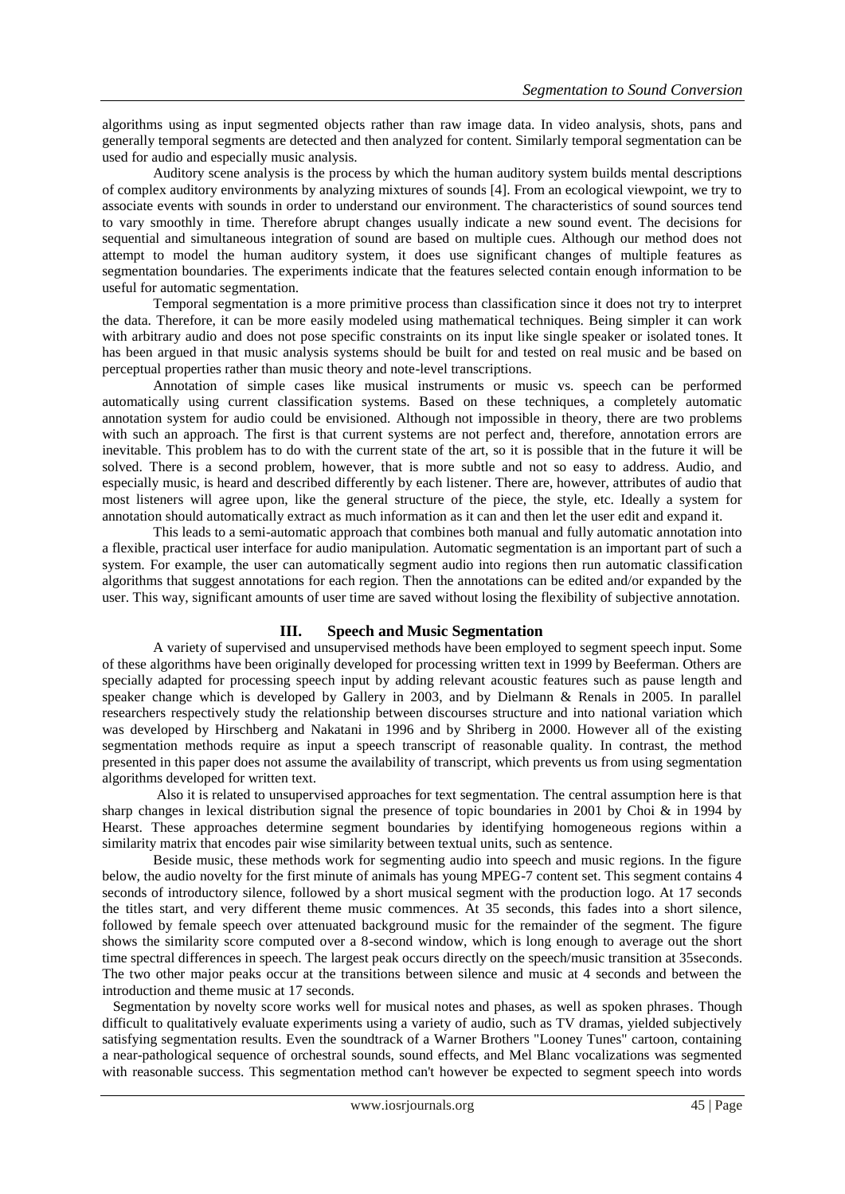algorithms using as input segmented objects rather than raw image data. In video analysis, shots, pans and generally temporal segments are detected and then analyzed for content. Similarly temporal segmentation can be used for audio and especially music analysis.

Auditory scene analysis is the process by which the human auditory system builds mental descriptions of complex auditory environments by analyzing mixtures of sounds [4]. From an ecological viewpoint, we try to associate events with sounds in order to understand our environment. The characteristics of sound sources tend to vary smoothly in time. Therefore abrupt changes usually indicate a new sound event. The decisions for sequential and simultaneous integration of sound are based on multiple cues. Although our method does not attempt to model the human auditory system, it does use significant changes of multiple features as segmentation boundaries. The experiments indicate that the features selected contain enough information to be useful for automatic segmentation.

Temporal segmentation is a more primitive process than classification since it does not try to interpret the data. Therefore, it can be more easily modeled using mathematical techniques. Being simpler it can work with arbitrary audio and does not pose specific constraints on its input like single speaker or isolated tones. It has been argued in that music analysis systems should be built for and tested on real music and be based on perceptual properties rather than music theory and note-level transcriptions.

Annotation of simple cases like musical instruments or music vs. speech can be performed automatically using current classification systems. Based on these techniques, a completely automatic annotation system for audio could be envisioned. Although not impossible in theory, there are two problems with such an approach. The first is that current systems are not perfect and, therefore, annotation errors are inevitable. This problem has to do with the current state of the art, so it is possible that in the future it will be solved. There is a second problem, however, that is more subtle and not so easy to address. Audio, and especially music, is heard and described differently by each listener. There are, however, attributes of audio that most listeners will agree upon, like the general structure of the piece, the style, etc. Ideally a system for annotation should automatically extract as much information as it can and then let the user edit and expand it.

This leads to a semi-automatic approach that combines both manual and fully automatic annotation into a flexible, practical user interface for audio manipulation. Automatic segmentation is an important part of such a system. For example, the user can automatically segment audio into regions then run automatic classification algorithms that suggest annotations for each region. Then the annotations can be edited and/or expanded by the user. This way, significant amounts of user time are saved without losing the flexibility of subjective annotation.

## III. Speech and Music Segmentation

A variety of supervised and unsupervised methods have been employed to segment speech input. Some of these algorithms have been originally developed for processing written text in 1999 by Beeferman. Others are specially adapted for processing speech input by adding relevant acoustic features such as pause length and speaker change which is developed by Gallery in 2003, and by Dielmann & Renals in 2005. In parallel researchers respectively study the relationship between discourses structure and into national variation which was developed by Hirschberg and Nakatani in 1996 and by Shriberg in 2000. However all of the existing segmentation methods require as input a speech transcript of reasonable quality. In contrast, the method presented in this paper does not assume the availability of transcript, which prevents us from using segmentation algorithms developed for written text.

Also it is related to unsupervised approaches for text segmentation. The central assumption here is that sharp changes in lexical distribution signal the presence of topic boundaries in 2001 by Choi & in 1994 by Hearst. These approaches determine segment boundaries by identifying homogeneous regions within a similarity matrix that encodes pair wise similarity between textual units, such as sentence.

Beside music, these methods work for segmenting audio into speech and music regions. In the figure below, the audio novelty for the first minute of animals has young MPEG-7 content set. This segment contains 4 seconds of introductory silence, followed by a short musical segment with the production logo. At 17 seconds the titles start, and very different theme music commences. At 35 seconds, this fades into a short silence, followed by female speech over attenuated background music for the remainder of the segment. The figure shows the similarity score computed over a 8-second window, which is long enough to average out the short time spectral differences in speech. The largest peak occur directly on the speech/music transition at 35seconds. The two other major peaks occur at the transitions between silence and music at 4 seconds and between the introduction and theme music at 17 seconds.

Segmentation by novelty score works well for musical notes and phases, as well as spoken phrases. Though difficult to qualitatively evaluate experiments using a variety of audio, such as TV dramas, yielded subjectively satisfying segmentation results. Even the soundtrack of a Warner Brothers "Looney Tunes" cartoon, containing a near-pathological sequence of orchestral sounds, sound effects, and Mel Blanc vocalizations was segmented with reasonable success. This segmentation method can't however be expected to segment speech into words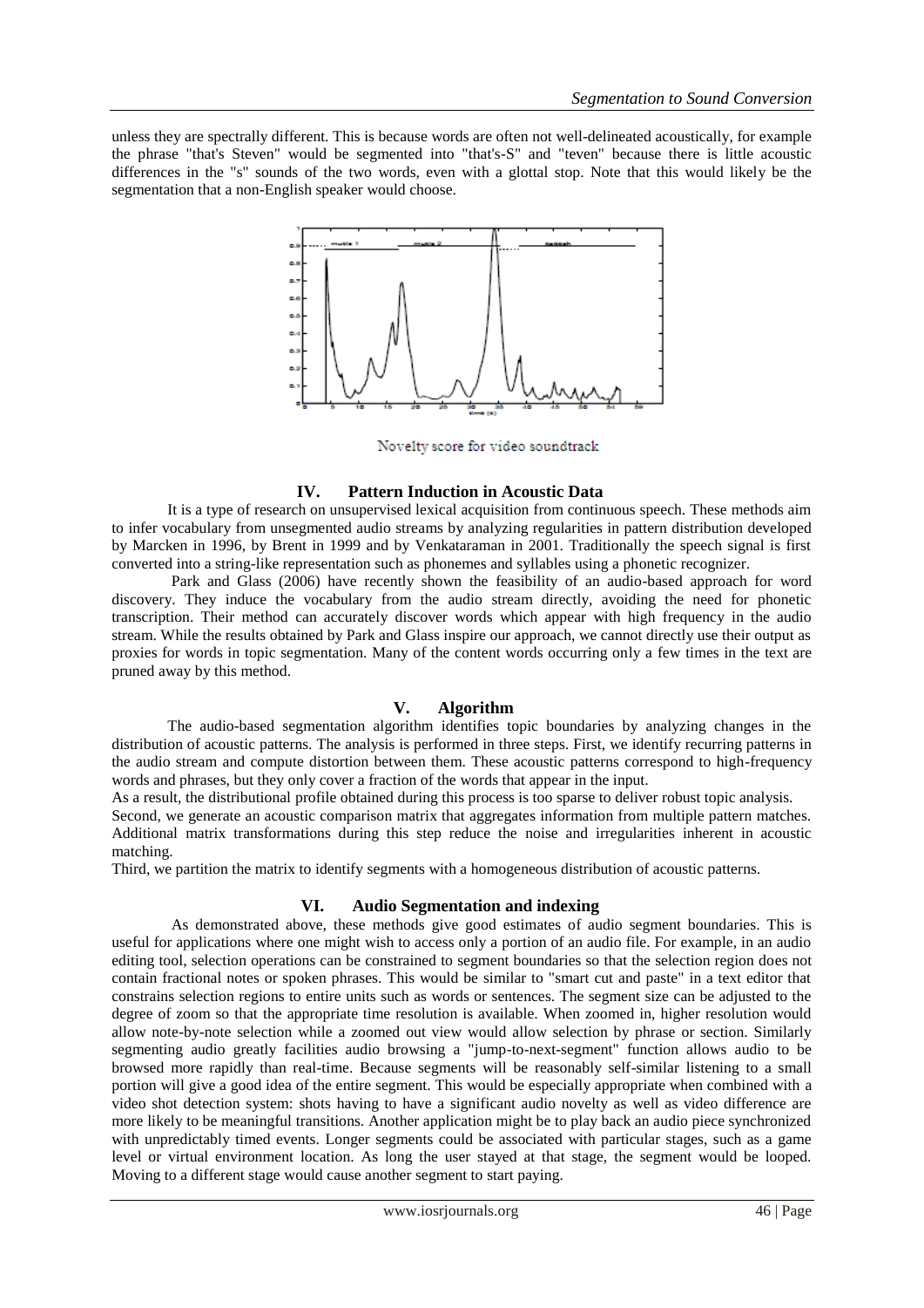unless they are spectrally different. This is because words are often not well-delineated acoustically, for example the phrase "that's Steven" would be segmented into "that's-S" and "teven" because there is little acoustic differences in the "s" sounds of the two words, even with a glottal stop. Note that this would likely be the segmentation that a non-English speaker would choose.

Novelty score for video soundtrack

## IV. Pattern Induction in Acoustic Data

It is a type of research on unsupervised lexical acquisition from continuous speech. These methods aim to infer vocabulary from unsegmented audio streams by analyzing regularities in pattern distribution developed by Marcken in 1996, by Brent in 1999 and by Venkataraman in 2001. Traditionally the speech signal is first converted into a string-like representation such as phonemes and syllables using a phonetic recognizer.

Park and Glass (2006) have recently shown the feasibility of an audio-based approach for word discovery. They induce the vocabulary from the audio stream directly, avoiding the need for phonetic transcription. Their method can accurately discover words which appear with high frequency in the audio stream. While the results obtained by Park and Glass inspire our approach, we cannot directly use their output as proxies for words in topic segmentation. Many of the content words occurring only a few times in the text are pruned away by this method.

## V. Algorithm

The audio-based segmentation algorithm identifies topic boundaries by analyzing changes in the distribution of acoustic patterns. The analysis is performed in three steps. First, we identify recurring patterns in the audio stream and compute distortion between them. These acoustic patterns correspond to high-frequency words and phrases, but they only cover a fraction of the words that appear in the input.

As a result, the distributional profile obtained during this process is too sparse to deliver robust topic analysis.

Second, we generate an acoustic comparison matrix that aggregates information from multiple pattern matches. Additional matrix transformations during this step reduce the noise and irregularities inherent in acoustic matching.

Third, we partition the matrix to identify segments with a homogeneous distribution of acoustic patterns.

## VI. Audio Segmentation and indexing

As demonstrated above, these methods give good estimates of audio segment boundaries. This is useful for applications where one might wish to access only a portion of an audio file. For example, in an audio editing tool, selection operations can be constrained to segment boundaries so that the selection region does not contain fractional notes or spoken phrases. This would be similar to "smart cut and paste" in a text editor that constrains selection regions to entire units such as words or sentences. The segment size can be adjusted to the degree of zoom so that the appropriate time resolution is available. When zoomed in, higher resolution would allow note-by-note selection while a zoomed out view would allow selection by phrase or section. Similarly segmenting audio greatly facilities audio browsing a "jump-to-next-segment" function allows audio to be browsed more rapidly than real-time. Because segments will be reasonably self-similar listening to a small portion will give a good idea of the entire segment. This would be especially appropriate when combined with a video shot detection system: shots having to have a significant audio novelty as well as video difference are more likely to be meaningful transitions. Another application might be to play back an audio piece synchronized with unpredictably timed events. Longer segments could be associated with particular stages, such as a game level or virtual environment location. As long the user stayed at that stage, the segment would be looped. Moving to a different stage would cause another segment to start paying.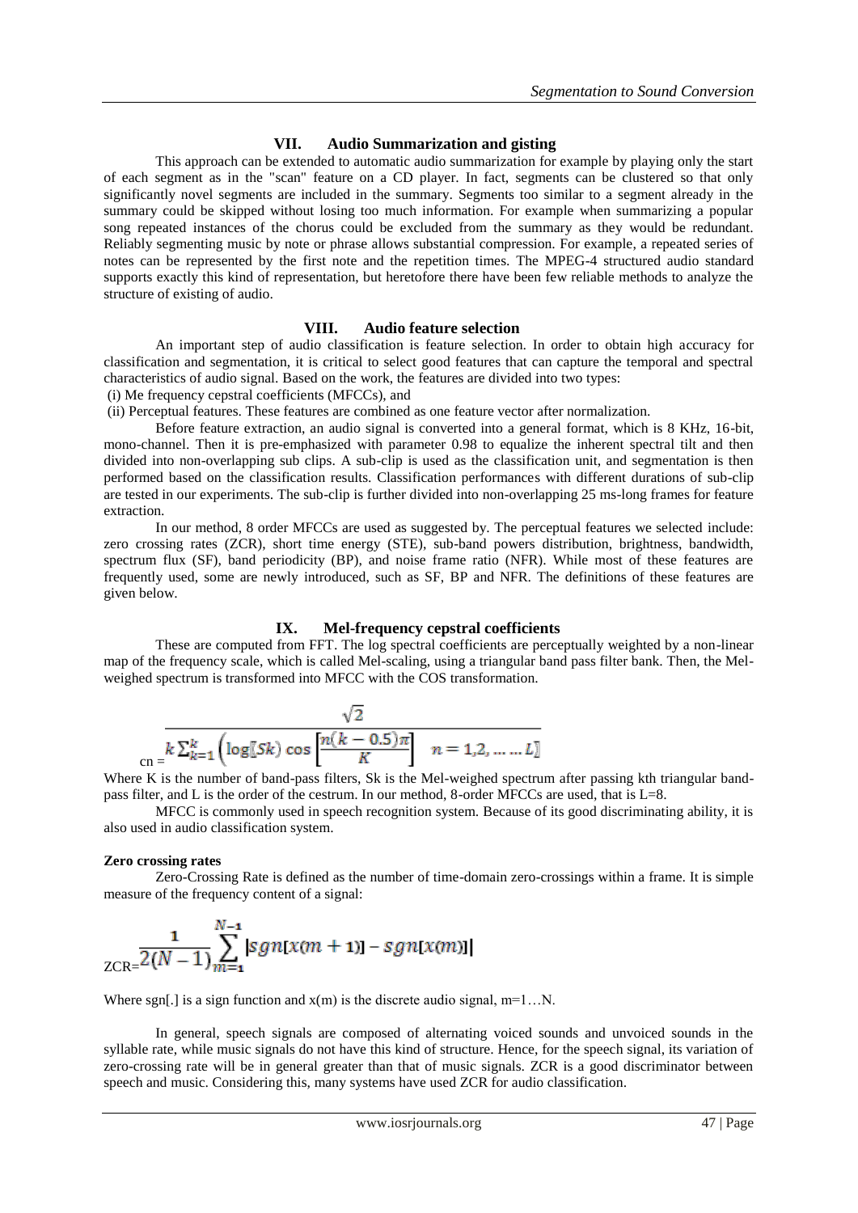## VII. Audio Summarization and gisting

This approach can be extended to automatic audio summarization for example by playing only the start of each segment as in the "scan" feature on a CD player. In fact, segments can be clustered so that only significantly novel segments are included in the summary. Segments too similar to a segment already in the summary could be skipped without losing too much information. For example when summarizing a popular song repeated instances of the chorus could be excluded from the summary as they would be redundant. Reliably segmenting music by note or phrase allows substantial compression. For example, a repeated series of notes can be represented by the first note and the repetition times. The MPEG-4 structured audio standard supports exactly this kind of representation, but heretofore there have been few reliable methods to analyze the structure of existing of audio.

## VIII. Audio feature selection

An important step of audio classification is feature selection. In order to obtain high accuracy for classification and segmentation, it is critical to select good features that can capture the temporal and spectral characteristics of audio signal. Based on the work, the features are divided into two types:

(i) Me frequency cepstral coefficients (MFCCs), and

(ii) Perceptual features. These features are combined as one feature vector after normalization.

Before feature extraction, an audio signal is converted into a general format, which is 8 KHz, 16-bit, mono-channel. Then it is pre-emphasized with parameter 0.98 to equalize the inherent spectral tilt and then divided into non-overlapping sub clips. A sub-clip is used as the classification unit, and segmentation is then performed based on the classification results. Classification performances with different durations of sub-clip are tested in our experiments. The sub-clip is further divided into non-overlapping 25 ms-long frames for feature extraction.

In our method, 8 order MFCCs are used as suggested by. The perceptual features we selected include: zero crossing rates (ZCR), short time energy (STE), sub-band powers distribution, brightness, bandwidth, spectrum flux (SF), band periodicity (BP), and noise frame ratio (NFR). While most of these features are frequently used, some are newly introduced, such as SF, BP and NFR. The definitions of these features are given below.

## IX. Mel-frequency cepstral coefficients

These are computed from FFT. The log spectral coefficients are perceptually weighted by a non-linear map of the frequency scale, which is called Mel-scaling, using a triangular band pass filter bank. Then, the Mel-weighed spectrum is transformed into MFCC with the COS transformation.

$$c_n = \frac{\sqrt{2}}{k \sum_{k=1}^{k} \left( \log[\![Sk) \cos\left[\frac{n(k-0.5)\pi}{K}\right] \quad n = 1,2,\ldots\ldots L]\!] \right.}$$

Where K is the number of band-pass filters, Sk is the Mel-weighed spectrum after passing kth triangular band-pass filter, and L is the order of the cestrum. In our method, 8-order MFCCs are used, that is L=8.

MFCC is commonly used in speech recognition system. Because of its good discriminating ability, it is also used in audio classification system.

**Zero crossing rates**

Zero-Crossing Rate is defined as the number of time-domain zero-crossings within a frame. It is simple measure of the frequency content of a signal:

$$ZCR = \frac{1}{2(N-1)} \sum_{m=1}^{N-1} |sgn[x(m+1)] - sgn[x(m)]|$$

Where sgn[.] is a sign function and $x(m)$ is the discrete audio signal, m=1…N.

In general, speech signals are composed of alternating voiced sounds and unvoiced sounds in the syllable rate, while music signals do not have this kind of structure. Hence, for the speech signal, its variation of zero-crossing rate will be in general greater than that of music signals. ZCR is a good discriminator between speech and music. Considering this, many systems have used ZCR for audio classification.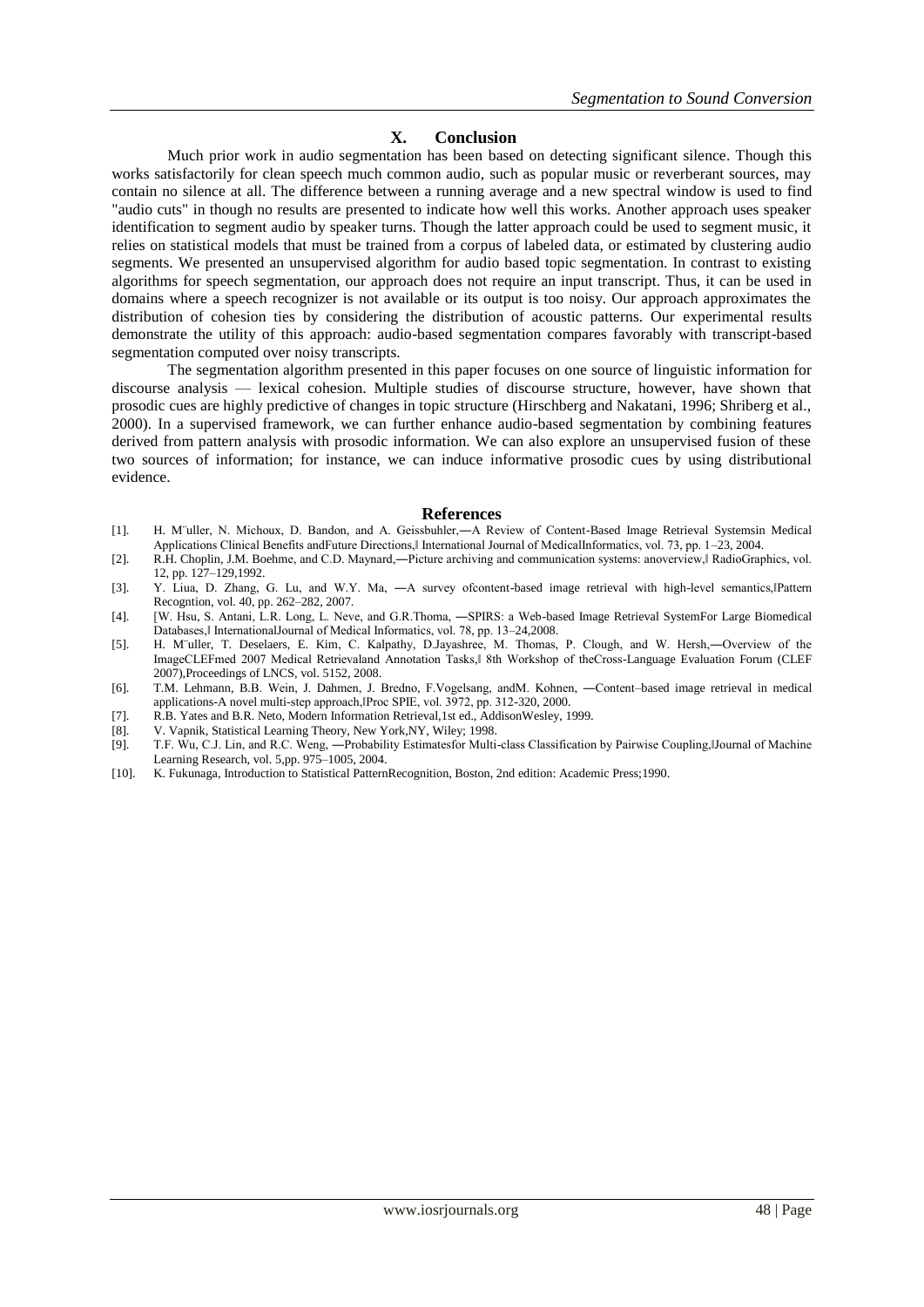## X. Conclusion

Much prior work in audio segmentation has been based on detecting significant silence. Though this works satisfactorily for clean speech much common audio, such as popular music or reverberant sources, may contain no silence at all. The difference between a running average and a new spectral window is used to find "audio cuts" in though no results are presented to indicate how well this works. Another approach uses speaker identification to segment audio by speaker turns. Though the latter approach could be used to segment music, it relies on statistical models that must be trained from a corpus of labeled data, or estimated by clustering audio segments. We presented an unsupervised algorithm for audio based topic segmentation. In contrast to existing algorithms for speech segmentation, our approach does not require an input transcript. Thus, it can be used in domains where a speech recognizer is not available or its output is too noisy. Our approach approximates the distribution of cohesion ties by considering the distribution of acoustic patterns. Our experimental results demonstrate the utility of this approach: audio-based segmentation compares favorably with transcript-based segmentation computed over noisy transcripts.

The segmentation algorithm presented in this paper focuses on one source of linguistic information for discourse analysis — lexical cohesion. Multiple studies of discourse structure, however, have shown that prosodic cues are highly predictive of changes in topic structure (Hirschberg and Nakatani, 1996; Shriberg et al., 2000). In a supervised framework, we can further enhance audio-based segmentation by combining features derived from pattern analysis with prosodic information. We can also explore an unsupervised fusion of these two sources of information; for instance, we can induce informative prosodic cues by using distributional evidence.

## References

[1]. H. M¨uller, N. Michoux, D. Bandon, and A. Geissbuhler,―A Review of Content-Based Image Retrieval Systemsin Medical Applications Clinical Benefits andFuture Directions,‖ International Journal of MedicalInformatics, vol. 73, pp. 1–23, 2004.

[2]. R.H. Choplin, J.M. Boehme, and C.D. Maynard,―Picture archiving and communication systems: anoverview,‖ RadioGraphics, vol. 12, pp. 127–129,1992.

[3]. Y. Liua, D. Zhang, G. Lu, and W.Y. Ma, ―A survey ofcontent-based image retrieval with high-level semantics,‖Pattern Recogntion, vol. 40, pp. 262–282, 2007.

[4]. [W. Hsu, S. Antani, L.R. Long, L. Neve, and G.R.Thoma, ―SPIRS: a Web-based Image Retrieval SystemFor Large Biomedical Databases,‖ InternationalJournal of Medical Informatics, vol. 78, pp. 13–24,2008.

[5]. H. M¨uller, T. Deselaers, E. Kim, C. Kalpathy, D.Jayashree, M. Thomas, P. Clough, and W. Hersh,―Overview of the ImageCLEFmed 2007 Medical Retrievaland Annotation Tasks,‖ 8th Workshop of theCross-Language Evaluation Forum (CLEF 2007),Proceedings of LNCS, vol. 5152, 2008.

[6]. T.M. Lehmann, B.B. Wein, J. Dahmen, J. Bredno, F.Vogelsang, andM. Kohnen, ―Content–based image retrieval in medical applications-A novel multi-step approach,‖Proc SPIE, vol. 3972, pp. 312-320, 2000.

[7]. R.B. Yates and B.R. Neto, Modern Information Retrieval,1st ed., AddisonWesley, 1999.

[8]. V. Vapnik, Statistical Learning Theory, New York,NY, Wiley; 1998.

[9]. T.F. Wu, C.J. Lin, and R.C. Weng, ―Probability Estimatesfor Multi-class Classification by Pairwise Coupling,‖Journal of Machine Learning Research, vol. 5,pp. 975–1005, 2004.

[10]. K. Fukunaga, Introduction to Statistical PatternRecognition, Boston, 2nd edition: Academic Press;1990.